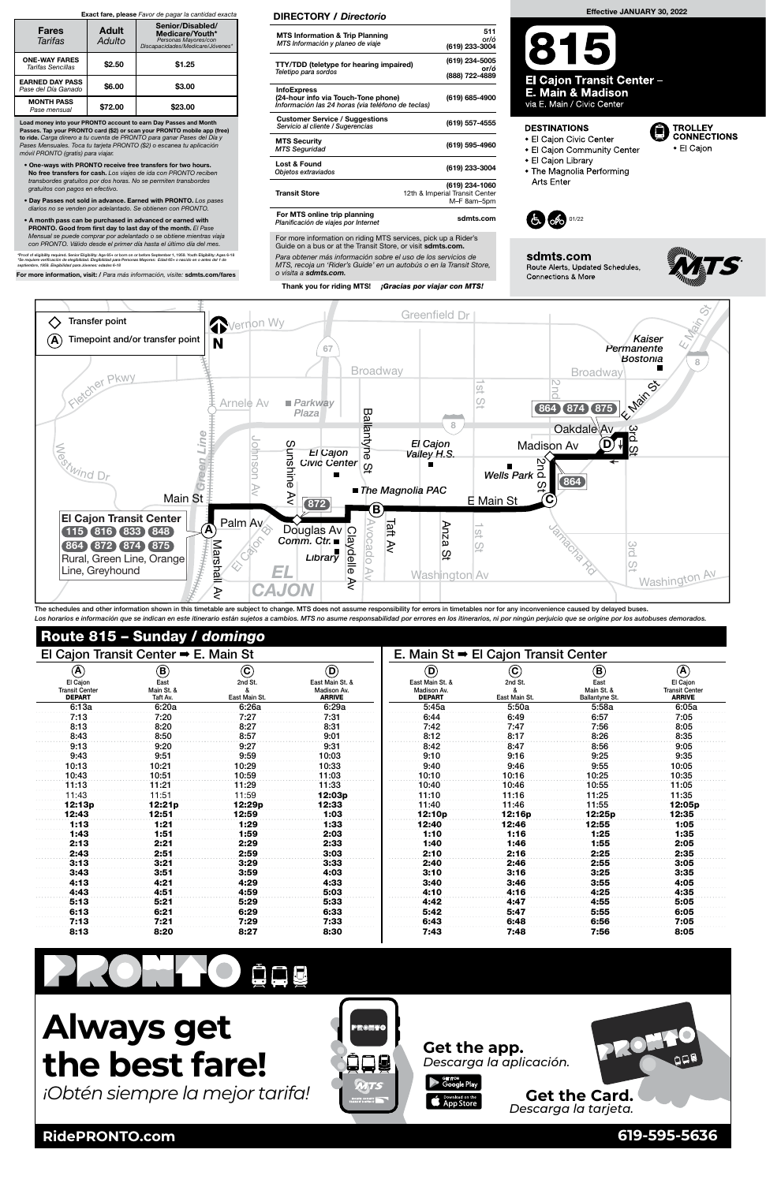**Exact fare, please** *Favor de pagar la cantidad exacta*

| Fares *Tarifas* | Adult *Adulto* | Senior/Disabled/ Medicare/Youth* *Personas Mayores/con Discapacidades/Medicare/Jóvenes** |
|---|---|---|
| ONE-WAY FARES *Tarifas Sencillas* | $2.50 | $1.25 |
| EARNED DAY PASS *Pase del Día Ganado* | $6.00 | $3.00 |
| MONTH PASS *Pase mensual* | $72.00 | $23.00 |

**Load money into your PRONTO account to earn Day Passes and Month Passes. Tap your PRONTO card ($2) or scan your PRONTO mobile app (free) to ride.** *Carga dinero a tu cuenta de PRONTO para ganar Pases del Día y Pases Mensuales. Toca tu tarjeta PRONTO ($2) o escanea tu aplicación móvil PRONTO (gratis) para viajar.*

- **One-ways with PRONTO receive free transfers for two hours. No free transfers for cash.** *Los viajes de ida con PRONTO reciben transbordes gratuitos por dos horas. No se permiten transbordes gratuitos con pagos en efectivo.*
- **Day Passes not sold in advance. Earned with PRONTO.** *Los pases diarios no se venden por adelantado. Se obtienen con PRONTO.*
- **A month pass can be purchased in advanced or earned with PRONTO. Good from first day to last day of the month.** *El Pase Mensual se puede comprar por adelantado o se obtiene mientras viaja con PRONTO. Válido desde el primer día hasta el último día del mes.*

*Proof of eligibility required. Senior Eligibility: Age 65+ or born on or before September 1, 1959. Youth Eligibility: Ages 6-18
*Se requiere verificación de elegibilidad. Elegibilidad para Personas Mayores: Edad 65+ o nacido en o antes del 1 de septiembre, 1959. Elegibilidad para Jóvenes: edades 6-18

**For more information, visit:** / *Para más información, visite:* **sdmts.com/fares**

## DIRECTORY / *Directorio*

| | |
|---|---|
| **MTS Information & Trip Planning** *MTS Información y planeo de viaje* | 511 or/ó (619) 233-3004 |
| **TTY/TDD (teletype for hearing impaired)** *Teletipo para sordos* | (619) 234-5005 or/ó (888) 722-4889 |
| **InfoExpress (24-hour info via Touch-Tone phone)** *Información las 24 horas (via teléfono de teclas)* | (619) 685-4900 |
| **Customer Service / Suggestions** *Servicio al cliente / Sugerencias* | (619) 557-4555 |
| **MTS Security** *MTS Seguridad* | (619) 595-4960 |
| **Lost & Found** *Objetos extraviados* | (619) 233-3004 |
| **Transit Store** | (619) 234-1060 12th & Imperial Transit Center M–F 8am–5pm |
| **For MTS online trip planning** *Planificación de viajes por Internet* | sdmts.com |

For more information on riding MTS services, pick up a Rider's Guide on a bus or at the Transit Store, or visit **sdmts.com.**

*Para obtener más información sobre el uso de los servicios de MTS, recoja un 'Rider's Guide' en un autobús o en la Transit Store, o visita a sdmts.com.*

**Thank you for riding MTS!** ***¡Gracias por viajar con MTS!***

Effective JANUARY 30, 2022

# 815

## El Cajon Transit Center – E. Main & Madison

via E. Main / Civic Center

### DESTINATIONS
- El Cajon Civic Center
- El Cajon Community Center
- El Cajon Library
- The Magnolia Performing Arts Enter

### TROLLEY CONNECTIONS
- El Cajon

01/22

**sdmts.com**
Route Alerts, Updated Schedules, Connections & More

Transfer point
(A) Timepoint and/or transfer point

El Cajon Transit Center: 115, 816, 833, 848, 864, 872, 874, 875 — Rural, Green Line, Orange Line, Greyhound

The schedules and other information shown in this timetable are subject to change. MTS does not assume responsibility for errors in timetables nor for any inconvenience caused by delayed buses.
*Los horarios e información que se indican en este itinerario están sujetos a cambios. MTS no asume responsabilidad por errores en los itinerarios, ni por ningún perjuicio que se origine por los autobuses demorados.*

## Route 815 – Sunday / *domingo*

### El Cajon Transit Center ➡ E. Main St

| (A) El Cajon Transit Center DEPART | (B) East Main St. & Taft Av. | (C) 2nd St. & East Main St. | (D) East Main St. & Madison Av. ARRIVE |
|---|---|---|---|
| 6:13a | 6:20a | 6:26a | 6:29a |
| 7:13 | 7:20 | 7:27 | 7:31 |
| 8:13 | 8:20 | 8:27 | 8:31 |
| 8:43 | 8:50 | 8:57 | 9:01 |
| 9:13 | 9:20 | 9:27 | 9:31 |
| 9:43 | 9:51 | 9:59 | 10:03 |
| 10:13 | 10:21 | 10:29 | 10:33 |
| 10:43 | 10:51 | 10:59 | 11:03 |
| 11:13 | 11:21 | 11:29 | 11:33 |
| 11:43 | 11:51 | 11:59 | **12:03p** |
| **12:13p** | **12:21p** | **12:29p** | **12:33** |
| **12:43** | **12:51** | **12:59** | **1:03** |
| **1:13** | **1:21** | **1:29** | **1:33** |
| **1:43** | **1:51** | **1:59** | **2:03** |
| **2:13** | **2:21** | **2:29** | **2:33** |
| **2:43** | **2:51** | **2:59** | **3:03** |
| **3:13** | **3:21** | **3:29** | **3:33** |
| **3:43** | **3:51** | **3:59** | **4:03** |
| **4:13** | **4:21** | **4:29** | **4:33** |
| **4:43** | **4:51** | **4:59** | **5:03** |
| **5:13** | **5:21** | **5:29** | **5:33** |
| **6:13** | **6:21** | **6:29** | **6:33** |
| **7:13** | **7:21** | **7:29** | **7:33** |
| **8:13** | **8:20** | **8:27** | **8:30** |

### E. Main St ➡ El Cajon Transit Center

| (D) East Main St. & Madison Av. DEPART | (C) 2nd St. & East Main St. | (B) East Main St. & Ballantyne St. | (A) El Cajon Transit Center ARRIVE |
|---|---|---|---|
| 5:45a | 5:50a | 5:58a | 6:05a |
| 6:44 | 6:49 | 6:57 | 7:05 |
| 7:42 | 7:47 | 7:56 | 8:05 |
| 8:12 | 8:17 | 8:26 | 8:35 |
| 8:42 | 8:47 | 8:56 | 9:05 |
| 9:10 | 9:16 | 9:25 | 9:35 |
| 9:40 | 9:46 | 9:55 | 10:05 |
| 10:10 | 10:16 | 10:25 | 10:35 |
| 10:40 | 10:46 | 10:55 | 11:05 |
| 11:10 | 11:16 | 11:25 | 11:35 |
| 11:40 | 11:46 | 11:55 | **12:05p** |
| **12:10p** | **12:16p** | **12:25p** | **12:35** |
| **12:40** | **12:46** | **12:55** | **1:05** |
| **1:10** | **1:16** | **1:25** | **1:35** |
| **1:40** | **1:46** | **1:55** | **2:05** |
| **2:10** | **2:16** | **2:25** | **2:35** |
| **2:40** | **2:46** | **2:55** | **3:05** |
| **3:10** | **3:16** | **3:25** | **3:35** |
| **3:40** | **3:46** | **3:55** | **4:05** |
| **4:10** | **4:16** | **4:25** | **4:35** |
| **4:42** | **4:47** | **4:55** | **5:05** |
| **5:42** | **5:47** | **5:55** | **6:05** |
| **6:43** | **6:48** | **6:56** | **7:05** |
| **7:43** | **7:48** | **7:56** | **8:05** |

# Always get the best fare!
*¡Obtén siempre la mejor tarifa!*

**Get the app.** *Descarga la aplicación.*

**Get the Card.** *Descarga la tarjeta.*

**RidePRONTO.com** **619-595-5636**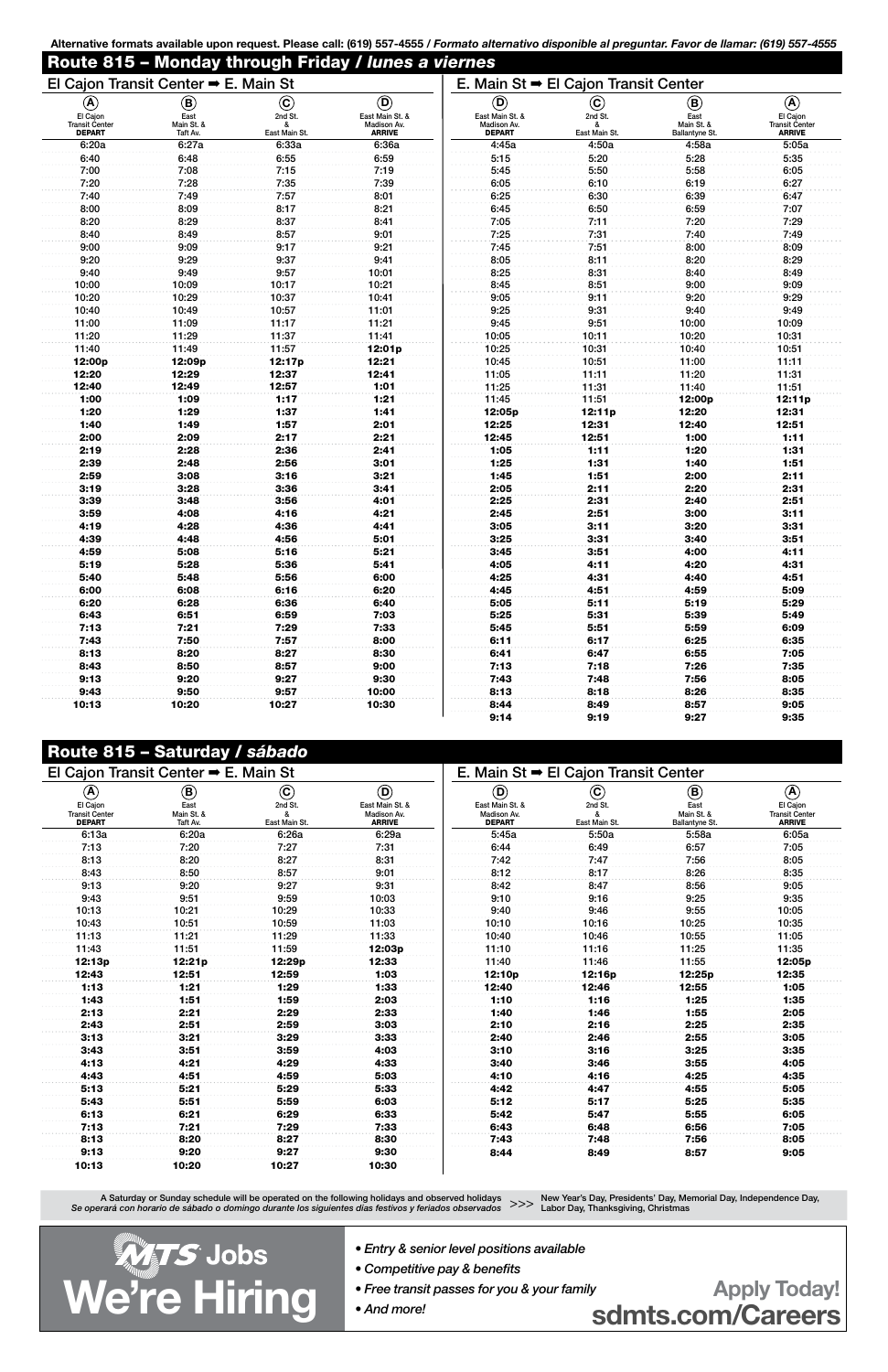Alternative formats available upon request. Please call: (619) 557-4555 / *Formato alternativo disponible al preguntar. Favor de llamar: (619) 557-4555*

## Route 815 – Monday through Friday / *lunes a viernes*

### El Cajon Transit Center ➡ E. Main St

| (A) El Cajon Transit Center DEPART | (B) East Main St. & Taft Av. | (C) 2nd St. & East Main St. | (D) East Main St. & Madison Av. ARRIVE |
|---|---|---|---|
| 6:20a | 6:27a | 6:33a | 6:36a |
| 6:40 | 6:48 | 6:55 | 6:59 |
| 7:00 | 7:08 | 7:15 | 7:19 |
| 7:20 | 7:28 | 7:35 | 7:39 |
| 7:40 | 7:49 | 7:57 | 8:01 |
| 8:00 | 8:09 | 8:17 | 8:21 |
| 8:20 | 8:29 | 8:37 | 8:41 |
| 8:40 | 8:49 | 8:57 | 9:01 |
| 9:00 | 9:09 | 9:17 | 9:21 |
| 9:20 | 9:29 | 9:37 | 9:41 |
| 9:40 | 9:49 | 9:57 | 10:01 |
| 10:00 | 10:09 | 10:17 | 10:21 |
| 10:20 | 10:29 | 10:37 | 10:41 |
| 10:40 | 10:49 | 10:57 | 11:01 |
| 11:00 | 11:09 | 11:17 | 11:21 |
| 11:20 | 11:29 | 11:37 | 11:41 |
| 11:40 | 11:49 | 11:57 | **12:01p** |
| **12:00p** | **12:09p** | **12:17p** | **12:21** |
| **12:20** | **12:29** | **12:37** | **12:41** |
| **12:40** | **12:49** | **12:57** | **1:01** |
| **1:00** | **1:09** | **1:17** | **1:21** |
| **1:20** | **1:29** | **1:37** | **1:41** |
| **1:40** | **1:49** | **1:57** | **2:01** |
| **2:00** | **2:09** | **2:17** | **2:21** |
| **2:19** | **2:28** | **2:36** | **2:41** |
| **2:39** | **2:48** | **2:56** | **3:01** |
| **2:59** | **3:08** | **3:16** | **3:21** |
| **3:19** | **3:28** | **3:36** | **3:41** |
| **3:39** | **3:48** | **3:56** | **4:01** |
| **3:59** | **4:08** | **4:16** | **4:21** |
| **4:19** | **4:28** | **4:36** | **4:41** |
| **4:39** | **4:48** | **4:56** | **5:01** |
| **4:59** | **5:08** | **5:16** | **5:21** |
| **5:19** | **5:28** | **5:36** | **5:41** |
| **5:40** | **5:48** | **5:56** | **6:00** |
| **6:00** | **6:08** | **6:16** | **6:20** |
| **6:20** | **6:28** | **6:36** | **6:40** |
| **6:43** | **6:51** | **6:59** | **7:03** |
| **7:13** | **7:21** | **7:29** | **7:33** |
| **7:43** | **7:50** | **7:57** | **8:00** |
| **8:13** | **8:20** | **8:27** | **8:30** |
| **8:43** | **8:50** | **8:57** | **9:00** |
| **9:13** | **9:20** | **9:27** | **9:30** |
| **9:43** | **9:50** | **9:57** | **10:00** |
| **10:13** | **10:20** | **10:27** | **10:30** |

### E. Main St ➡ El Cajon Transit Center

| (D) East Main St. & Madison Av. DEPART | (C) 2nd St. & East Main St. | (B) East Main St. & Ballantyne St. | (A) El Cajon Transit Center ARRIVE |
|---|---|---|---|
| 4:45a | 4:50a | 4:58a | 5:05a |
| 5:15 | 5:20 | 5:28 | 5:35 |
| 5:45 | 5:50 | 5:58 | 6:05 |
| 6:05 | 6:10 | 6:19 | 6:27 |
| 6:25 | 6:30 | 6:39 | 6:47 |
| 6:45 | 6:50 | 6:59 | 7:07 |
| 7:05 | 7:11 | 7:20 | 7:29 |
| 7:25 | 7:31 | 7:40 | 7:49 |
| 7:45 | 7:51 | 8:00 | 8:09 |
| 8:05 | 8:11 | 8:20 | 8:29 |
| 8:25 | 8:31 | 8:40 | 8:49 |
| 8:45 | 8:51 | 9:00 | 9:09 |
| 9:05 | 9:11 | 9:20 | 9:29 |
| 9:25 | 9:31 | 9:40 | 9:49 |
| 9:45 | 9:51 | 10:00 | 10:09 |
| 10:05 | 10:11 | 10:20 | 10:31 |
| 10:25 | 10:31 | 10:40 | 10:51 |
| 10:45 | 10:51 | 11:00 | 11:11 |
| 11:05 | 11:11 | 11:20 | 11:31 |
| 11:25 | 11:31 | 11:40 | 11:51 |
| 11:45 | 11:51 | **12:00p** | **12:11p** |
| **12:05p** | **12:11p** | **12:20** | **12:31** |
| **12:25** | **12:31** | **12:40** | **12:51** |
| **12:45** | **12:51** | **1:00** | **1:11** |
| **1:05** | **1:11** | **1:20** | **1:31** |
| **1:25** | **1:31** | **1:40** | **1:51** |
| **1:45** | **1:51** | **2:00** | **2:11** |
| **2:05** | **2:11** | **2:20** | **2:31** |
| **2:25** | **2:31** | **2:40** | **2:51** |
| **2:45** | **2:51** | **3:00** | **3:11** |
| **3:05** | **3:11** | **3:20** | **3:31** |
| **3:25** | **3:31** | **3:40** | **3:51** |
| **3:45** | **3:51** | **4:00** | **4:11** |
| **4:05** | **4:11** | **4:20** | **4:31** |
| **4:25** | **4:31** | **4:40** | **4:51** |
| **4:45** | **4:51** | **4:59** | **5:09** |
| **5:05** | **5:11** | **5:19** | **5:29** |
| **5:25** | **5:31** | **5:39** | **5:49** |
| **5:45** | **5:51** | **5:59** | **6:09** |
| **6:11** | **6:17** | **6:25** | **6:35** |
| **6:41** | **6:47** | **6:55** | **7:05** |
| **7:13** | **7:18** | **7:26** | **7:35** |
| **7:43** | **7:48** | **7:56** | **8:05** |
| **8:13** | **8:18** | **8:26** | **8:35** |
| **8:44** | **8:49** | **8:57** | **9:05** |
| **9:14** | **9:19** | **9:27** | **9:35** |

## Route 815 – Saturday / *sábado*

### El Cajon Transit Center ➡ E. Main St

| (A) El Cajon Transit Center DEPART | (B) East Main St. & Taft Av. | (C) 2nd St. & East Main St. | (D) East Main St. & Madison Av. ARRIVE |
|---|---|---|---|
| 6:13a | 6:20a | 6:26a | 6:29a |
| 7:13 | 7:20 | 7:27 | 7:31 |
| 8:13 | 8:20 | 8:27 | 8:31 |
| 8:43 | 8:50 | 8:57 | 9:01 |
| 9:13 | 9:20 | 9:27 | 9:31 |
| 9:43 | 9:51 | 9:59 | 10:03 |
| 10:13 | 10:21 | 10:29 | 10:33 |
| 10:43 | 10:51 | 10:59 | 11:03 |
| 11:13 | 11:21 | 11:29 | 11:33 |
| 11:43 | 11:51 | 11:59 | **12:03p** |
| **12:13p** | **12:21p** | **12:29p** | **12:33** |
| **12:43** | **12:51** | **12:59** | **1:03** |
| **1:13** | **1:21** | **1:29** | **1:33** |
| **1:43** | **1:51** | **1:59** | **2:03** |
| **2:13** | **2:21** | **2:29** | **2:33** |
| **2:43** | **2:51** | **2:59** | **3:03** |
| **3:13** | **3:21** | **3:29** | **3:33** |
| **3:43** | **3:51** | **3:59** | **4:03** |
| **4:13** | **4:21** | **4:29** | **4:33** |
| **4:43** | **4:51** | **4:59** | **5:03** |
| **5:13** | **5:21** | **5:29** | **5:33** |
| **5:43** | **5:51** | **5:59** | **6:03** |
| **6:13** | **6:21** | **6:29** | **6:33** |
| **7:13** | **7:21** | **7:29** | **7:33** |
| **8:13** | **8:20** | **8:27** | **8:30** |
| **9:13** | **9:20** | **9:27** | **9:30** |
| **10:13** | **10:20** | **10:27** | **10:30** |

### E. Main St ➡ El Cajon Transit Center

| (D) East Main St. & Madison Av. DEPART | (C) 2nd St. & East Main St. | (B) East Main St. & Ballantyne St. | (A) El Cajon Transit Center ARRIVE |
|---|---|---|---|
| 5:45a | 5:50a | 5:58a | 6:05a |
| 6:44 | 6:49 | 6:57 | 7:05 |
| 7:42 | 7:47 | 7:56 | 8:05 |
| 8:12 | 8:17 | 8:26 | 8:35 |
| 8:42 | 8:47 | 8:56 | 9:05 |
| 9:10 | 9:16 | 9:25 | 9:35 |
| 9:40 | 9:46 | 9:55 | 10:05 |
| 10:10 | 10:16 | 10:25 | 10:35 |
| 10:40 | 10:46 | 10:55 | 11:05 |
| 11:10 | 11:16 | 11:25 | 11:35 |
| 11:40 | 11:46 | 11:55 | **12:05p** |
| **12:10p** | **12:16p** | **12:25p** | **12:35** |
| **12:40** | **12:46** | **12:55** | **1:05** |
| **1:10** | **1:16** | **1:25** | **1:35** |
| **1:40** | **1:46** | **1:55** | **2:05** |
| **2:10** | **2:16** | **2:25** | **2:35** |
| **2:40** | **2:46** | **2:55** | **3:05** |
| **3:10** | **3:16** | **3:25** | **3:35** |
| **3:40** | **3:46** | **3:55** | **4:05** |
| **4:10** | **4:16** | **4:25** | **4:35** |
| **4:42** | **4:47** | **4:55** | **5:05** |
| **5:12** | **5:17** | **5:25** | **5:35** |
| **5:42** | **5:47** | **5:55** | **6:05** |
| **6:43** | **6:48** | **6:56** | **7:05** |
| **7:43** | **7:48** | **7:56** | **8:05** |
| **8:44** | **8:49** | **8:57** | **9:05** |

A Saturday or Sunday schedule will be operated on the following holidays and observed holidays
*Se operará con horario de sábado o domingo durante los siguientes días festivos y feriados observados* >>> New Year's Day, Presidents' Day, Memorial Day, Independence Day, Labor Day, Thanksgiving, Christmas

**MTS Jobs**
**We're Hiring**

- *Entry & senior level positions available*
- *Competitive pay & benefits*
- *Free transit passes for you & your family*
- *And more!*

**Apply Today!**
**sdmts.com/Careers**